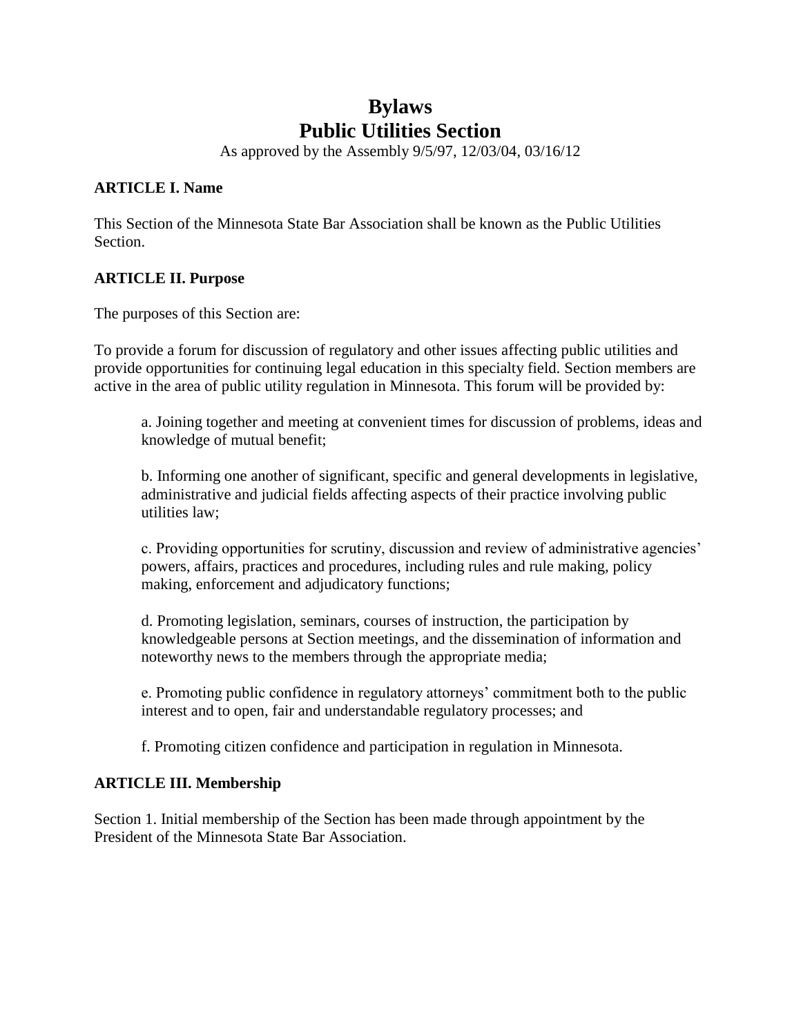# Bylaws
# Public Utilities Section

As approved by the Assembly 9/5/97, 12/03/04, 03/16/12

**ARTICLE I. Name**

This Section of the Minnesota State Bar Association shall be known as the Public Utilities Section.

**ARTICLE II. Purpose**

The purposes of this Section are:

To provide a forum for discussion of regulatory and other issues affecting public utilities and provide opportunities for continuing legal education in this specialty field. Section members are active in the area of public utility regulation in Minnesota. This forum will be provided by:

a. Joining together and meeting at convenient times for discussion of problems, ideas and knowledge of mutual benefit;

b. Informing one another of significant, specific and general developments in legislative, administrative and judicial fields affecting aspects of their practice involving public utilities law;

c. Providing opportunities for scrutiny, discussion and review of administrative agencies' powers, affairs, practices and procedures, including rules and rule making, policy making, enforcement and adjudicatory functions;

d. Promoting legislation, seminars, courses of instruction, the participation by knowledgeable persons at Section meetings, and the dissemination of information and noteworthy news to the members through the appropriate media;

e. Promoting public confidence in regulatory attorneys' commitment both to the public interest and to open, fair and understandable regulatory processes; and

f. Promoting citizen confidence and participation in regulation in Minnesota.

**ARTICLE III. Membership**

Section 1. Initial membership of the Section has been made through appointment by the President of the Minnesota State Bar Association.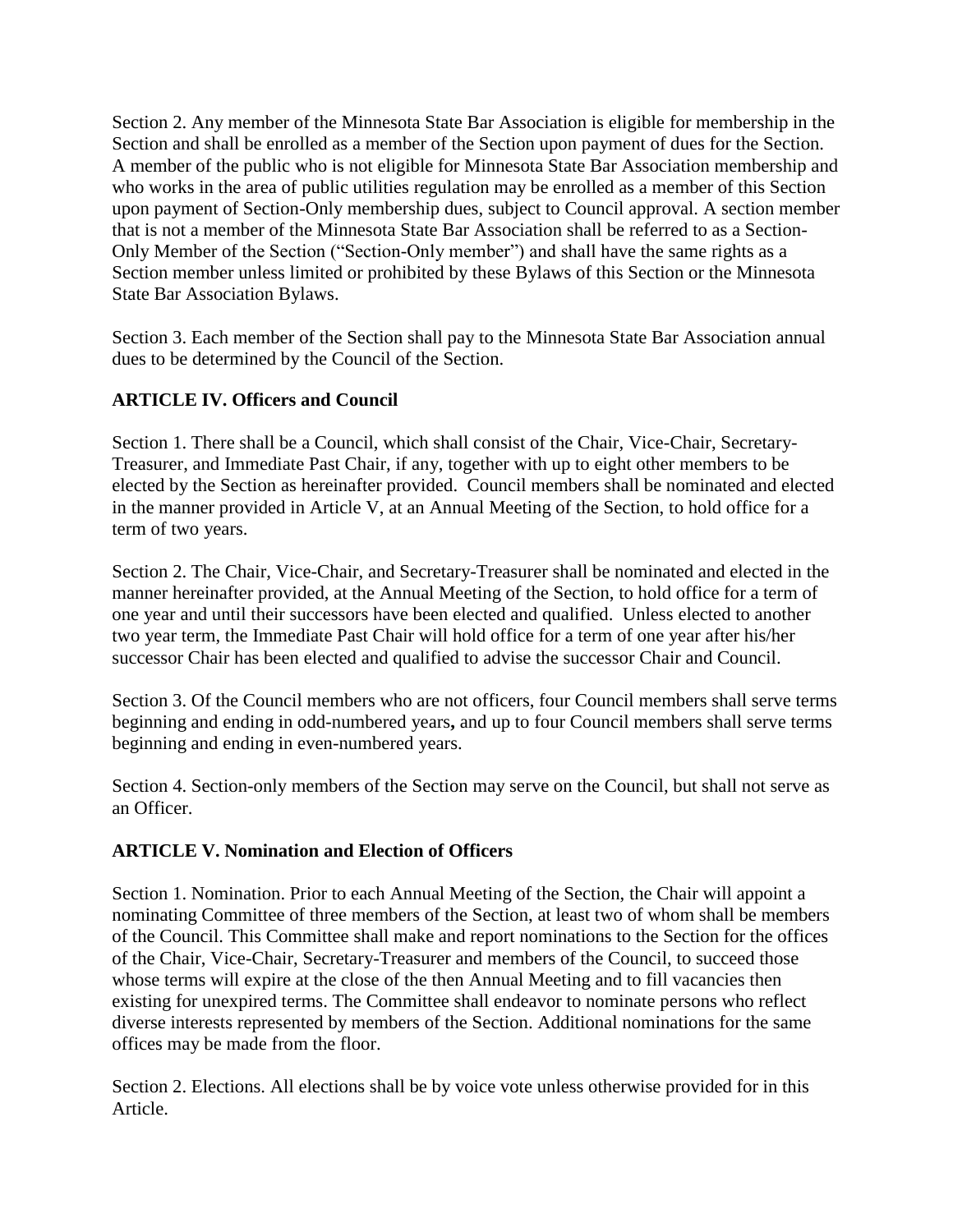Section 2. Any member of the Minnesota State Bar Association is eligible for membership in the Section and shall be enrolled as a member of the Section upon payment of dues for the Section. A member of the public who is not eligible for Minnesota State Bar Association membership and who works in the area of public utilities regulation may be enrolled as a member of this Section upon payment of Section-Only membership dues, subject to Council approval. A section member that is not a member of the Minnesota State Bar Association shall be referred to as a Section-Only Member of the Section ("Section-Only member") and shall have the same rights as a Section member unless limited or prohibited by these Bylaws of this Section or the Minnesota State Bar Association Bylaws.

Section 3. Each member of the Section shall pay to the Minnesota State Bar Association annual dues to be determined by the Council of the Section.

## ARTICLE IV. Officers and Council

Section 1. There shall be a Council, which shall consist of the Chair, Vice-Chair, Secretary-Treasurer, and Immediate Past Chair, if any, together with up to eight other members to be elected by the Section as hereinafter provided. Council members shall be nominated and elected in the manner provided in Article V, at an Annual Meeting of the Section, to hold office for a term of two years.

Section 2. The Chair, Vice-Chair, and Secretary-Treasurer shall be nominated and elected in the manner hereinafter provided, at the Annual Meeting of the Section, to hold office for a term of one year and until their successors have been elected and qualified. Unless elected to another two year term, the Immediate Past Chair will hold office for a term of one year after his/her successor Chair has been elected and qualified to advise the successor Chair and Council.

Section 3. Of the Council members who are not officers, four Council members shall serve terms beginning and ending in odd-numbered years**,** and up to four Council members shall serve terms beginning and ending in even-numbered years.

Section 4. Section-only members of the Section may serve on the Council, but shall not serve as an Officer.

## ARTICLE V. Nomination and Election of Officers

Section 1. Nomination. Prior to each Annual Meeting of the Section, the Chair will appoint a nominating Committee of three members of the Section, at least two of whom shall be members of the Council. This Committee shall make and report nominations to the Section for the offices of the Chair, Vice-Chair, Secretary-Treasurer and members of the Council, to succeed those whose terms will expire at the close of the then Annual Meeting and to fill vacancies then existing for unexpired terms. The Committee shall endeavor to nominate persons who reflect diverse interests represented by members of the Section. Additional nominations for the same offices may be made from the floor.

Section 2. Elections. All elections shall be by voice vote unless otherwise provided for in this Article.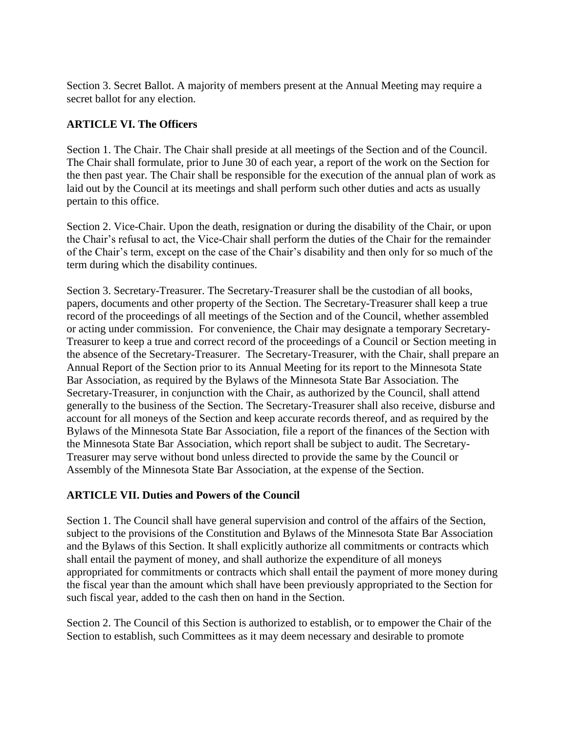Section 3. Secret Ballot. A majority of members present at the Annual Meeting may require a secret ballot for any election.

## ARTICLE VI. The Officers

Section 1. The Chair. The Chair shall preside at all meetings of the Section and of the Council. The Chair shall formulate, prior to June 30 of each year, a report of the work on the Section for the then past year. The Chair shall be responsible for the execution of the annual plan of work as laid out by the Council at its meetings and shall perform such other duties and acts as usually pertain to this office.

Section 2. Vice-Chair. Upon the death, resignation or during the disability of the Chair, or upon the Chair's refusal to act, the Vice-Chair shall perform the duties of the Chair for the remainder of the Chair's term, except on the case of the Chair's disability and then only for so much of the term during which the disability continues.

Section 3. Secretary-Treasurer. The Secretary-Treasurer shall be the custodian of all books, papers, documents and other property of the Section. The Secretary-Treasurer shall keep a true record of the proceedings of all meetings of the Section and of the Council, whether assembled or acting under commission. For convenience, the Chair may designate a temporary Secretary-Treasurer to keep a true and correct record of the proceedings of a Council or Section meeting in the absence of the Secretary-Treasurer. The Secretary-Treasurer, with the Chair, shall prepare an Annual Report of the Section prior to its Annual Meeting for its report to the Minnesota State Bar Association, as required by the Bylaws of the Minnesota State Bar Association. The Secretary-Treasurer, in conjunction with the Chair, as authorized by the Council, shall attend generally to the business of the Section. The Secretary-Treasurer shall also receive, disburse and account for all moneys of the Section and keep accurate records thereof, and as required by the Bylaws of the Minnesota State Bar Association, file a report of the finances of the Section with the Minnesota State Bar Association, which report shall be subject to audit. The Secretary-Treasurer may serve without bond unless directed to provide the same by the Council or Assembly of the Minnesota State Bar Association, at the expense of the Section.

## ARTICLE VII. Duties and Powers of the Council

Section 1. The Council shall have general supervision and control of the affairs of the Section, subject to the provisions of the Constitution and Bylaws of the Minnesota State Bar Association and the Bylaws of this Section. It shall explicitly authorize all commitments or contracts which shall entail the payment of money, and shall authorize the expenditure of all moneys appropriated for commitments or contracts which shall entail the payment of more money during the fiscal year than the amount which shall have been previously appropriated to the Section for such fiscal year, added to the cash then on hand in the Section.

Section 2. The Council of this Section is authorized to establish, or to empower the Chair of the Section to establish, such Committees as it may deem necessary and desirable to promote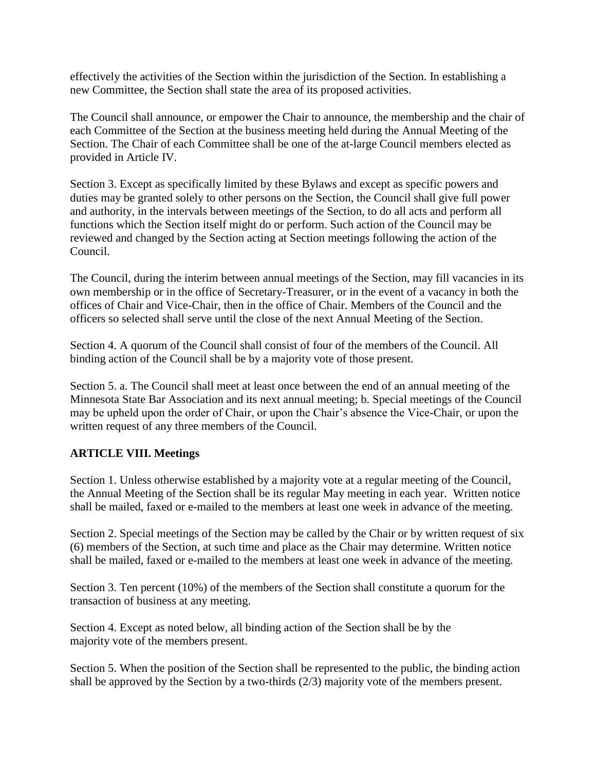effectively the activities of the Section within the jurisdiction of the Section. In establishing a new Committee, the Section shall state the area of its proposed activities.

The Council shall announce, or empower the Chair to announce, the membership and the chair of each Committee of the Section at the business meeting held during the Annual Meeting of the Section. The Chair of each Committee shall be one of the at-large Council members elected as provided in Article IV.

Section 3. Except as specifically limited by these Bylaws and except as specific powers and duties may be granted solely to other persons on the Section, the Council shall give full power and authority, in the intervals between meetings of the Section, to do all acts and perform all functions which the Section itself might do or perform. Such action of the Council may be reviewed and changed by the Section acting at Section meetings following the action of the Council.

The Council, during the interim between annual meetings of the Section, may fill vacancies in its own membership or in the office of Secretary-Treasurer, or in the event of a vacancy in both the offices of Chair and Vice-Chair, then in the office of Chair. Members of the Council and the officers so selected shall serve until the close of the next Annual Meeting of the Section.

Section 4. A quorum of the Council shall consist of four of the members of the Council. All binding action of the Council shall be by a majority vote of those present.

Section 5. a. The Council shall meet at least once between the end of an annual meeting of the Minnesota State Bar Association and its next annual meeting; b. Special meetings of the Council may be upheld upon the order of Chair, or upon the Chair's absence the Vice-Chair, or upon the written request of any three members of the Council.

**ARTICLE VIII. Meetings**

Section 1. Unless otherwise established by a majority vote at a regular meeting of the Council, the Annual Meeting of the Section shall be its regular May meeting in each year. Written notice shall be mailed, faxed or e-mailed to the members at least one week in advance of the meeting.

Section 2. Special meetings of the Section may be called by the Chair or by written request of six (6) members of the Section, at such time and place as the Chair may determine. Written notice shall be mailed, faxed or e-mailed to the members at least one week in advance of the meeting.

Section 3. Ten percent (10%) of the members of the Section shall constitute a quorum for the transaction of business at any meeting.

Section 4. Except as noted below, all binding action of the Section shall be by the majority vote of the members present.

Section 5. When the position of the Section shall be represented to the public, the binding action shall be approved by the Section by a two-thirds (2/3) majority vote of the members present.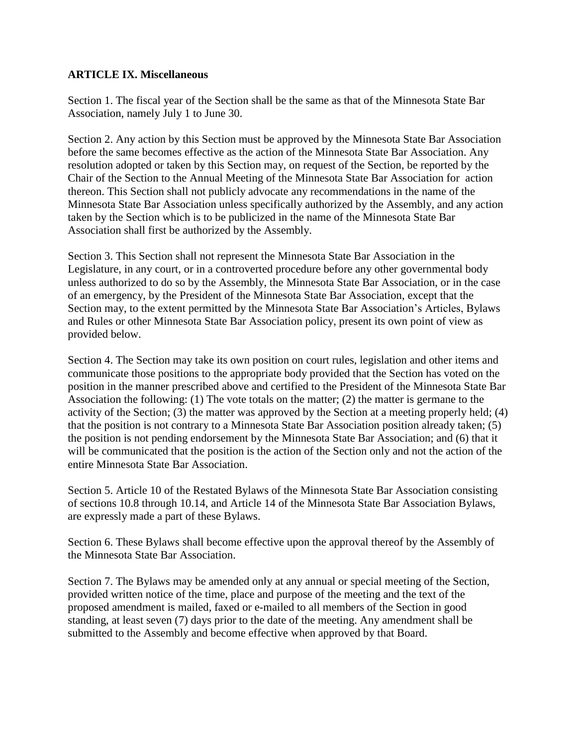**ARTICLE IX. Miscellaneous**

Section 1. The fiscal year of the Section shall be the same as that of the Minnesota State Bar Association, namely July 1 to June 30.

Section 2. Any action by this Section must be approved by the Minnesota State Bar Association before the same becomes effective as the action of the Minnesota State Bar Association. Any resolution adopted or taken by this Section may, on request of the Section, be reported by the Chair of the Section to the Annual Meeting of the Minnesota State Bar Association for action thereon. This Section shall not publicly advocate any recommendations in the name of the Minnesota State Bar Association unless specifically authorized by the Assembly, and any action taken by the Section which is to be publicized in the name of the Minnesota State Bar Association shall first be authorized by the Assembly.

Section 3. This Section shall not represent the Minnesota State Bar Association in the Legislature, in any court, or in a controverted procedure before any other governmental body unless authorized to do so by the Assembly, the Minnesota State Bar Association, or in the case of an emergency, by the President of the Minnesota State Bar Association, except that the Section may, to the extent permitted by the Minnesota State Bar Association's Articles, Bylaws and Rules or other Minnesota State Bar Association policy, present its own point of view as provided below.

Section 4. The Section may take its own position on court rules, legislation and other items and communicate those positions to the appropriate body provided that the Section has voted on the position in the manner prescribed above and certified to the President of the Minnesota State Bar Association the following: (1) The vote totals on the matter; (2) the matter is germane to the activity of the Section; (3) the matter was approved by the Section at a meeting properly held; (4) that the position is not contrary to a Minnesota State Bar Association position already taken; (5) the position is not pending endorsement by the Minnesota State Bar Association; and (6) that it will be communicated that the position is the action of the Section only and not the action of the entire Minnesota State Bar Association.

Section 5. Article 10 of the Restated Bylaws of the Minnesota State Bar Association consisting of sections 10.8 through 10.14, and Article 14 of the Minnesota State Bar Association Bylaws, are expressly made a part of these Bylaws.

Section 6. These Bylaws shall become effective upon the approval thereof by the Assembly of the Minnesota State Bar Association.

Section 7. The Bylaws may be amended only at any annual or special meeting of the Section, provided written notice of the time, place and purpose of the meeting and the text of the proposed amendment is mailed, faxed or e-mailed to all members of the Section in good standing, at least seven (7) days prior to the date of the meeting. Any amendment shall be submitted to the Assembly and become effective when approved by that Board.